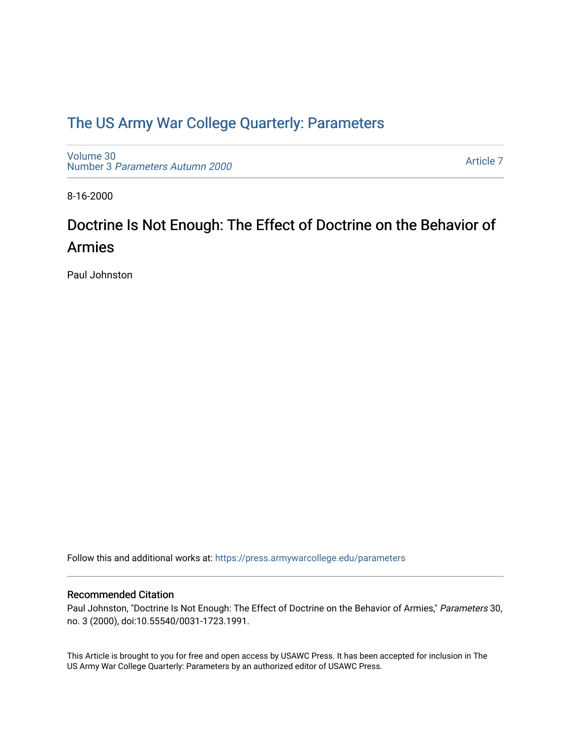# The US Army War College Quarterly: Parameters

Volume 30
Number 3 *Parameters Autumn 2000*

Article 7

8-16-2000

## Doctrine Is Not Enough: The Effect of Doctrine on the Behavior of Armies

Paul Johnston

Follow this and additional works at: https://press.armywarcollege.edu/parameters

### Recommended Citation

Paul Johnston, "Doctrine Is Not Enough: The Effect of Doctrine on the Behavior of Armies," *Parameters* 30, no. 3 (2000), doi:10.55540/0031-1723.1991.

This Article is brought to you for free and open access by USAWC Press. It has been accepted for inclusion in The US Army War College Quarterly: Parameters by an authorized editor of USAWC Press.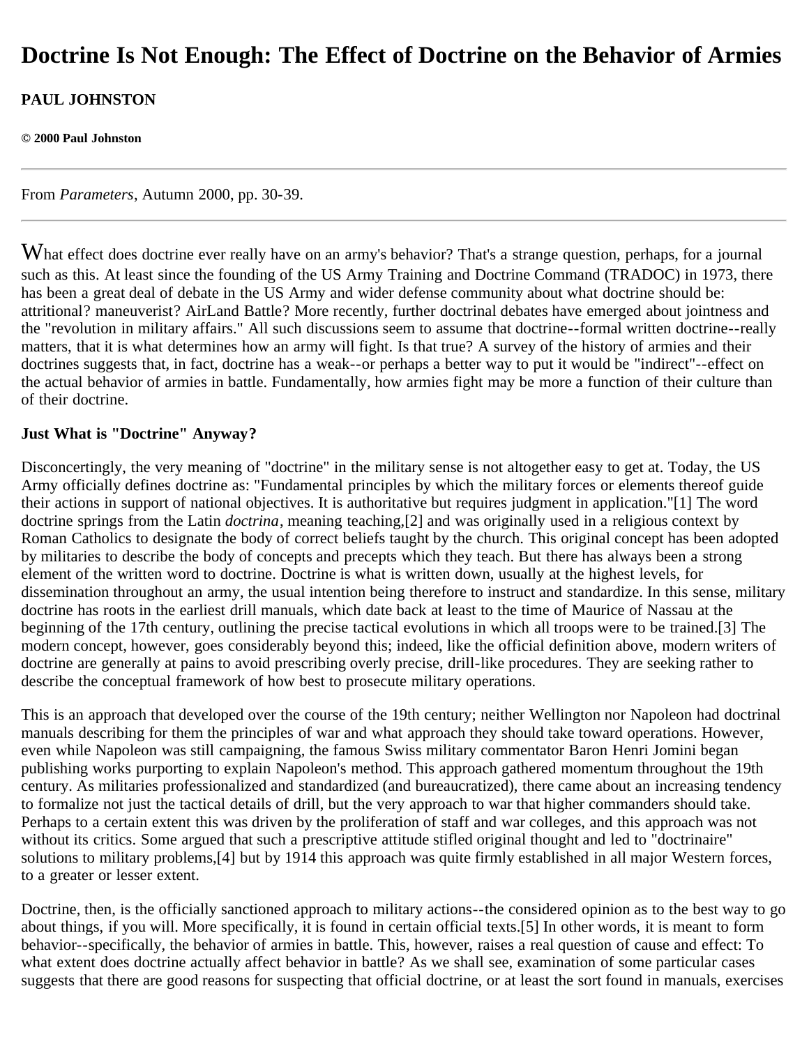# Doctrine Is Not Enough: The Effect of Doctrine on the Behavior of Armies

**PAUL JOHNSTON**

**© 2000 Paul Johnston**

---

From *Parameters*, Autumn 2000, pp. 30-39.

---

What effect does doctrine ever really have on an army's behavior? That's a strange question, perhaps, for a journal such as this. At least since the founding of the US Army Training and Doctrine Command (TRADOC) in 1973, there has been a great deal of debate in the US Army and wider defense community about what doctrine should be: attritional? maneuverist? AirLand Battle? More recently, further doctrinal debates have emerged about jointness and the "revolution in military affairs." All such discussions seem to assume that doctrine--formal written doctrine--really matters, that it is what determines how an army will fight. Is that true? A survey of the history of armies and their doctrines suggests that, in fact, doctrine has a weak--or perhaps a better way to put it would be "indirect"--effect on the actual behavior of armies in battle. Fundamentally, how armies fight may be more a function of their culture than of their doctrine.

**Just What is "Doctrine" Anyway?**

Disconcertingly, the very meaning of "doctrine" in the military sense is not altogether easy to get at. Today, the US Army officially defines doctrine as: "Fundamental principles by which the military forces or elements thereof guide their actions in support of national objectives. It is authoritative but requires judgment in application."[1] The word doctrine springs from the Latin *doctrina*, meaning teaching,[2] and was originally used in a religious context by Roman Catholics to designate the body of correct beliefs taught by the church. This original concept has been adopted by militaries to describe the body of concepts and precepts which they teach. But there has always been a strong element of the written word to doctrine. Doctrine is what is written down, usually at the highest levels, for dissemination throughout an army, the usual intention being therefore to instruct and standardize. In this sense, military doctrine has roots in the earliest drill manuals, which date back at least to the time of Maurice of Nassau at the beginning of the 17th century, outlining the precise tactical evolutions in which all troops were to be trained.[3] The modern concept, however, goes considerably beyond this; indeed, like the official definition above, modern writers of doctrine are generally at pains to avoid prescribing overly precise, drill-like procedures. They are seeking rather to describe the conceptual framework of how best to prosecute military operations.

This is an approach that developed over the course of the 19th century; neither Wellington nor Napoleon had doctrinal manuals describing for them the principles of war and what approach they should take toward operations. However, even while Napoleon was still campaigning, the famous Swiss military commentator Baron Henri Jomini began publishing works purporting to explain Napoleon's method. This approach gathered momentum throughout the 19th century. As militaries professionalized and standardized (and bureaucratized), there came about an increasing tendency to formalize not just the tactical details of drill, but the very approach to war that higher commanders should take. Perhaps to a certain extent this was driven by the proliferation of staff and war colleges, and this approach was not without its critics. Some argued that such a prescriptive attitude stifled original thought and led to "doctrinaire" solutions to military problems,[4] but by 1914 this approach was quite firmly established in all major Western forces, to a greater or lesser extent.

Doctrine, then, is the officially sanctioned approach to military actions--the considered opinion as to the best way to go about things, if you will. More specifically, it is found in certain official texts.[5] In other words, it is meant to form behavior--specifically, the behavior of armies in battle. This, however, raises a real question of cause and effect: To what extent does doctrine actually affect behavior in battle? As we shall see, examination of some particular cases suggests that there are good reasons for suspecting that official doctrine, or at least the sort found in manuals, exercises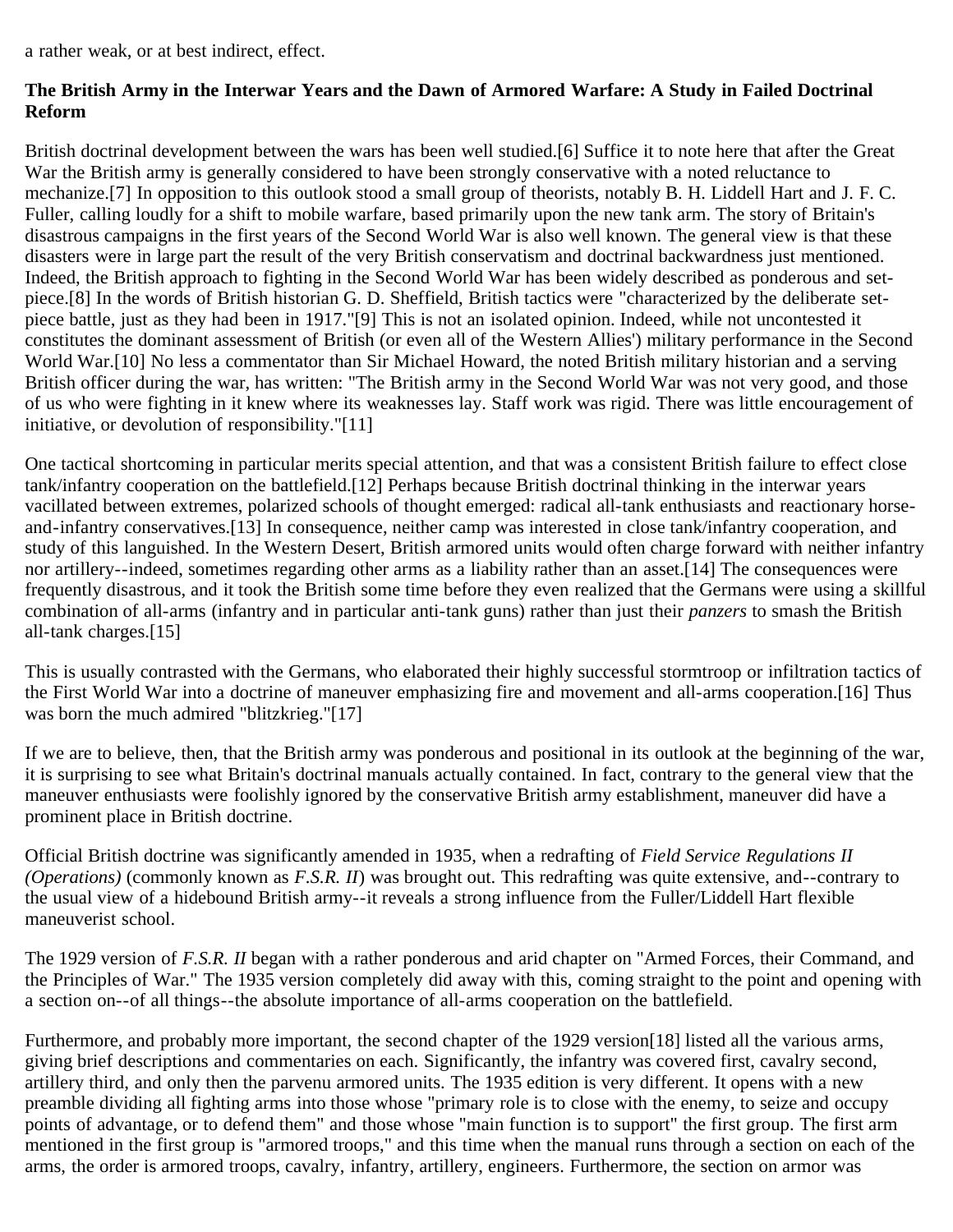a rather weak, or at best indirect, effect.

**The British Army in the Interwar Years and the Dawn of Armored Warfare: A Study in Failed Doctrinal Reform**

British doctrinal development between the wars has been well studied.[6] Suffice it to note here that after the Great War the British army is generally considered to have been strongly conservative with a noted reluctance to mechanize.[7] In opposition to this outlook stood a small group of theorists, notably B. H. Liddell Hart and J. F. C. Fuller, calling loudly for a shift to mobile warfare, based primarily upon the new tank arm. The story of Britain's disastrous campaigns in the first years of the Second World War is also well known. The general view is that these disasters were in large part the result of the very British conservatism and doctrinal backwardness just mentioned. Indeed, the British approach to fighting in the Second World War has been widely described as ponderous and set-piece.[8] In the words of British historian G. D. Sheffield, British tactics were "characterized by the deliberate set-piece battle, just as they had been in 1917."[9] This is not an isolated opinion. Indeed, while not uncontested it constitutes the dominant assessment of British (or even all of the Western Allies') military performance in the Second World War.[10] No less a commentator than Sir Michael Howard, the noted British military historian and a serving British officer during the war, has written: "The British army in the Second World War was not very good, and those of us who were fighting in it knew where its weaknesses lay. Staff work was rigid. There was little encouragement of initiative, or devolution of responsibility."[11]

One tactical shortcoming in particular merits special attention, and that was a consistent British failure to effect close tank/infantry cooperation on the battlefield.[12] Perhaps because British doctrinal thinking in the interwar years vacillated between extremes, polarized schools of thought emerged: radical all-tank enthusiasts and reactionary horse-and-infantry conservatives.[13] In consequence, neither camp was interested in close tank/infantry cooperation, and study of this languished. In the Western Desert, British armored units would often charge forward with neither infantry nor artillery--indeed, sometimes regarding other arms as a liability rather than an asset.[14] The consequences were frequently disastrous, and it took the British some time before they even realized that the Germans were using a skillful combination of all-arms (infantry and in particular anti-tank guns) rather than just their *panzers* to smash the British all-tank charges.[15]

This is usually contrasted with the Germans, who elaborated their highly successful stormtroop or infiltration tactics of the First World War into a doctrine of maneuver emphasizing fire and movement and all-arms cooperation.[16] Thus was born the much admired "blitzkrieg."[17]

If we are to believe, then, that the British army was ponderous and positional in its outlook at the beginning of the war, it is surprising to see what Britain's doctrinal manuals actually contained. In fact, contrary to the general view that the maneuver enthusiasts were foolishly ignored by the conservative British army establishment, maneuver did have a prominent place in British doctrine.

Official British doctrine was significantly amended in 1935, when a redrafting of *Field Service Regulations II (Operations)* (commonly known as *F.S.R. II*) was brought out. This redrafting was quite extensive, and--contrary to the usual view of a hidebound British army--it reveals a strong influence from the Fuller/Liddell Hart flexible maneuverist school.

The 1929 version of *F.S.R. II* began with a rather ponderous and arid chapter on "Armed Forces, their Command, and the Principles of War." The 1935 version completely did away with this, coming straight to the point and opening with a section on--of all things--the absolute importance of all-arms cooperation on the battlefield.

Furthermore, and probably more important, the second chapter of the 1929 version[18] listed all the various arms, giving brief descriptions and commentaries on each. Significantly, the infantry was covered first, cavalry second, artillery third, and only then the parvenu armored units. The 1935 edition is very different. It opens with a new preamble dividing all fighting arms into those whose "primary role is to close with the enemy, to seize and occupy points of advantage, or to defend them" and those whose "main function is to support" the first group. The first arm mentioned in the first group is "armored troops," and this time when the manual runs through a section on each of the arms, the order is armored troops, cavalry, infantry, artillery, engineers. Furthermore, the section on armor was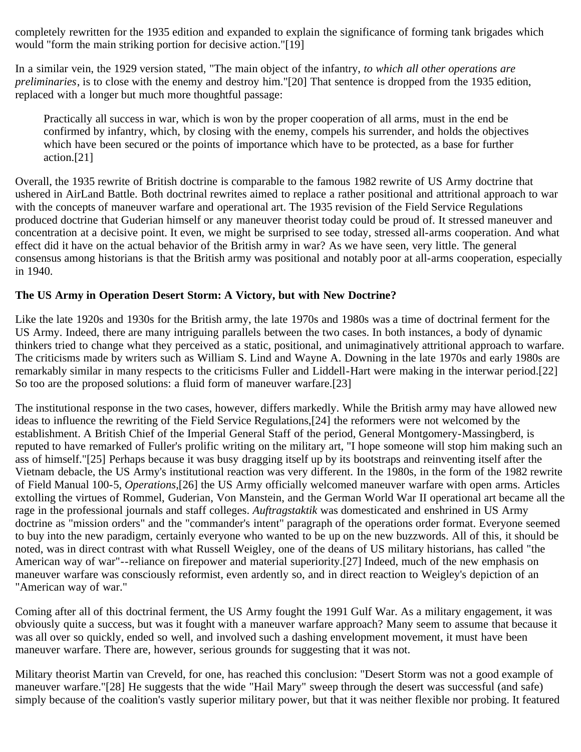completely rewritten for the 1935 edition and expanded to explain the significance of forming tank brigades which would "form the main striking portion for decisive action."[19]

In a similar vein, the 1929 version stated, "The main object of the infantry, *to which all other operations are preliminaries*, is to close with the enemy and destroy him."[20] That sentence is dropped from the 1935 edition, replaced with a longer but much more thoughtful passage:

> Practically all success in war, which is won by the proper cooperation of all arms, must in the end be confirmed by infantry, which, by closing with the enemy, compels his surrender, and holds the objectives which have been secured or the points of importance which have to be protected, as a base for further action.[21]

Overall, the 1935 rewrite of British doctrine is comparable to the famous 1982 rewrite of US Army doctrine that ushered in AirLand Battle. Both doctrinal rewrites aimed to replace a rather positional and attritional approach to war with the concepts of maneuver warfare and operational art. The 1935 revision of the Field Service Regulations produced doctrine that Guderian himself or any maneuver theorist today could be proud of. It stressed maneuver and concentration at a decisive point. It even, we might be surprised to see today, stressed all-arms cooperation. And what effect did it have on the actual behavior of the British army in war? As we have seen, very little. The general consensus among historians is that the British army was positional and notably poor at all-arms cooperation, especially in 1940.

**The US Army in Operation Desert Storm: A Victory, but with New Doctrine?**

Like the late 1920s and 1930s for the British army, the late 1970s and 1980s was a time of doctrinal ferment for the US Army. Indeed, there are many intriguing parallels between the two cases. In both instances, a body of dynamic thinkers tried to change what they perceived as a static, positional, and unimaginatively attritional approach to warfare. The criticisms made by writers such as William S. Lind and Wayne A. Downing in the late 1970s and early 1980s are remarkably similar in many respects to the criticisms Fuller and Liddell-Hart were making in the interwar period.[22] So too are the proposed solutions: a fluid form of maneuver warfare.[23]

The institutional response in the two cases, however, differs markedly. While the British army may have allowed new ideas to influence the rewriting of the Field Service Regulations,[24] the reformers were not welcomed by the establishment. A British Chief of the Imperial General Staff of the period, General Montgomery-Massingberd, is reputed to have remarked of Fuller's prolific writing on the military art, "I hope someone will stop him making such an ass of himself."[25] Perhaps because it was busy dragging itself up by its bootstraps and reinventing itself after the Vietnam debacle, the US Army's institutional reaction was very different. In the 1980s, in the form of the 1982 rewrite of Field Manual 100-5, *Operations*,[26] the US Army officially welcomed maneuver warfare with open arms. Articles extolling the virtues of Rommel, Guderian, Von Manstein, and the German World War II operational art became all the rage in the professional journals and staff colleges. *Auftragstaktik* was domesticated and enshrined in US Army doctrine as "mission orders" and the "commander's intent" paragraph of the operations order format. Everyone seemed to buy into the new paradigm, certainly everyone who wanted to be up on the new buzzwords. All of this, it should be noted, was in direct contrast with what Russell Weigley, one of the deans of US military historians, has called "the American way of war"--reliance on firepower and material superiority.[27] Indeed, much of the new emphasis on maneuver warfare was consciously reformist, even ardently so, and in direct reaction to Weigley's depiction of an "American way of war."

Coming after all of this doctrinal ferment, the US Army fought the 1991 Gulf War. As a military engagement, it was obviously quite a success, but was it fought with a maneuver warfare approach? Many seem to assume that because it was all over so quickly, ended so well, and involved such a dashing envelopment movement, it must have been maneuver warfare. There are, however, serious grounds for suggesting that it was not.

Military theorist Martin van Creveld, for one, has reached this conclusion: "Desert Storm was not a good example of maneuver warfare."[28] He suggests that the wide "Hail Mary" sweep through the desert was successful (and safe) simply because of the coalition's vastly superior military power, but that it was neither flexible nor probing. It featured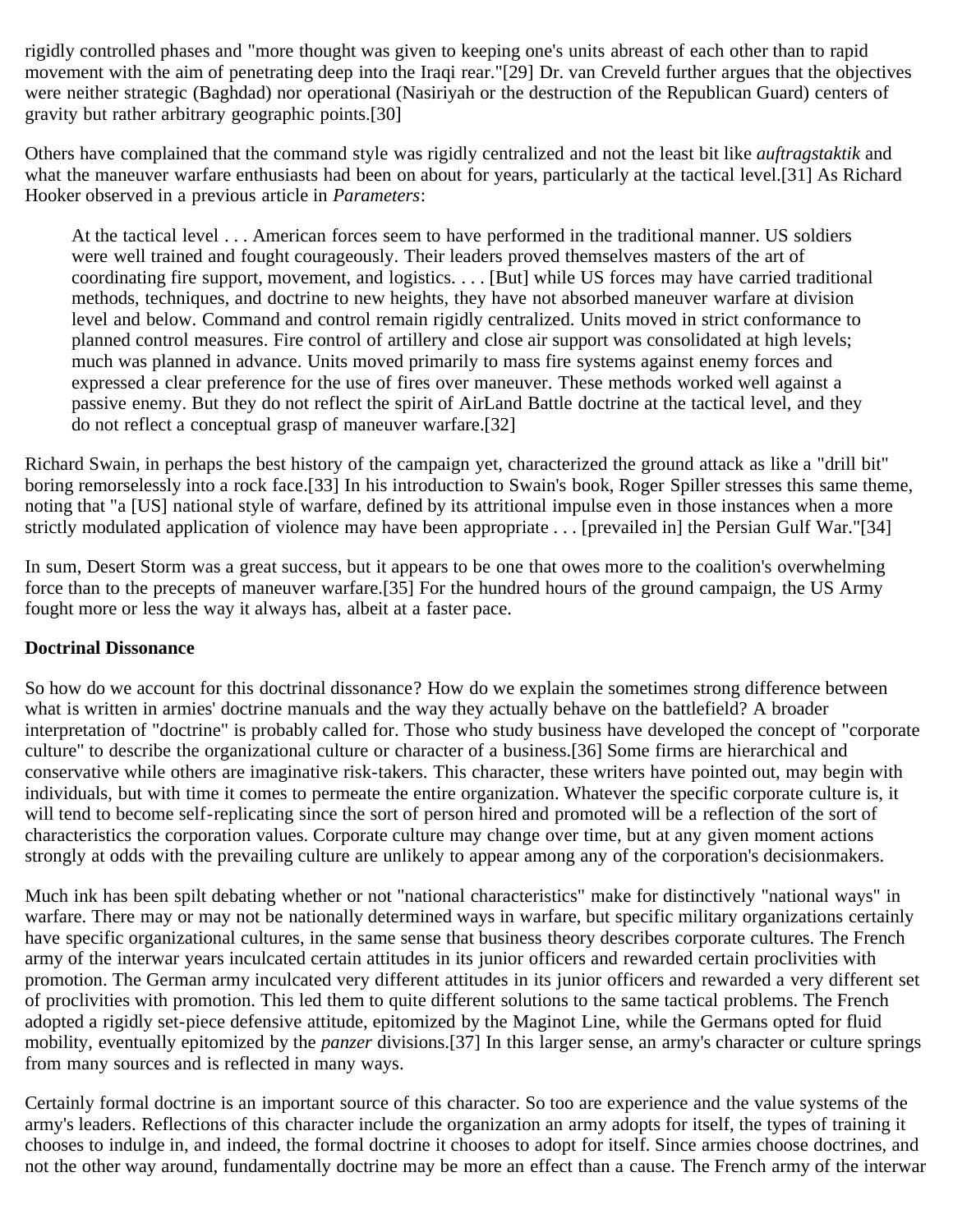rigidly controlled phases and "more thought was given to keeping one's units abreast of each other than to rapid movement with the aim of penetrating deep into the Iraqi rear."[29] Dr. van Creveld further argues that the objectives were neither strategic (Baghdad) nor operational (Nasiriyah or the destruction of the Republican Guard) centers of gravity but rather arbitrary geographic points.[30]

Others have complained that the command style was rigidly centralized and not the least bit like *auftragstaktik* and what the maneuver warfare enthusiasts had been on about for years, particularly at the tactical level.[31] As Richard Hooker observed in a previous article in *Parameters*:

> At the tactical level . . . American forces seem to have performed in the traditional manner. US soldiers were well trained and fought courageously. Their leaders proved themselves masters of the art of coordinating fire support, movement, and logistics. . . . [But] while US forces may have carried traditional methods, techniques, and doctrine to new heights, they have not absorbed maneuver warfare at division level and below. Command and control remain rigidly centralized. Units moved in strict conformance to planned control measures. Fire control of artillery and close air support was consolidated at high levels; much was planned in advance. Units moved primarily to mass fire systems against enemy forces and expressed a clear preference for the use of fires over maneuver. These methods worked well against a passive enemy. But they do not reflect the spirit of AirLand Battle doctrine at the tactical level, and they do not reflect a conceptual grasp of maneuver warfare.[32]

Richard Swain, in perhaps the best history of the campaign yet, characterized the ground attack as like a "drill bit" boring remorselessly into a rock face.[33] In his introduction to Swain's book, Roger Spiller stresses this same theme, noting that "a [US] national style of warfare, defined by its attritional impulse even in those instances when a more strictly modulated application of violence may have been appropriate . . . [prevailed in] the Persian Gulf War."[34]

In sum, Desert Storm was a great success, but it appears to be one that owes more to the coalition's overwhelming force than to the precepts of maneuver warfare.[35] For the hundred hours of the ground campaign, the US Army fought more or less the way it always has, albeit at a faster pace.

**Doctrinal Dissonance**

So how do we account for this doctrinal dissonance? How do we explain the sometimes strong difference between what is written in armies' doctrine manuals and the way they actually behave on the battlefield? A broader interpretation of "doctrine" is probably called for. Those who study business have developed the concept of "corporate culture" to describe the organizational culture or character of a business.[36] Some firms are hierarchical and conservative while others are imaginative risk-takers. This character, these writers have pointed out, may begin with individuals, but with time it comes to permeate the entire organization. Whatever the specific corporate culture is, it will tend to become self-replicating since the sort of person hired and promoted will be a reflection of the sort of characteristics the corporation values. Corporate culture may change over time, but at any given moment actions strongly at odds with the prevailing culture are unlikely to appear among any of the corporation's decisionmakers.

Much ink has been spilt debating whether or not "national characteristics" make for distinctively "national ways" in warfare. There may or may not be nationally determined ways in warfare, but specific military organizations certainly have specific organizational cultures, in the same sense that business theory describes corporate cultures. The French army of the interwar years inculcated certain attitudes in its junior officers and rewarded certain proclivities with promotion. The German army inculcated very different attitudes in its junior officers and rewarded a very different set of proclivities with promotion. This led them to quite different solutions to the same tactical problems. The French adopted a rigidly set-piece defensive attitude, epitomized by the Maginot Line, while the Germans opted for fluid mobility, eventually epitomized by the *panzer* divisions.[37] In this larger sense, an army's character or culture springs from many sources and is reflected in many ways.

Certainly formal doctrine is an important source of this character. So too are experience and the value systems of the army's leaders. Reflections of this character include the organization an army adopts for itself, the types of training it chooses to indulge in, and indeed, the formal doctrine it chooses to adopt for itself. Since armies choose doctrines, and not the other way around, fundamentally doctrine may be more an effect than a cause. The French army of the interwar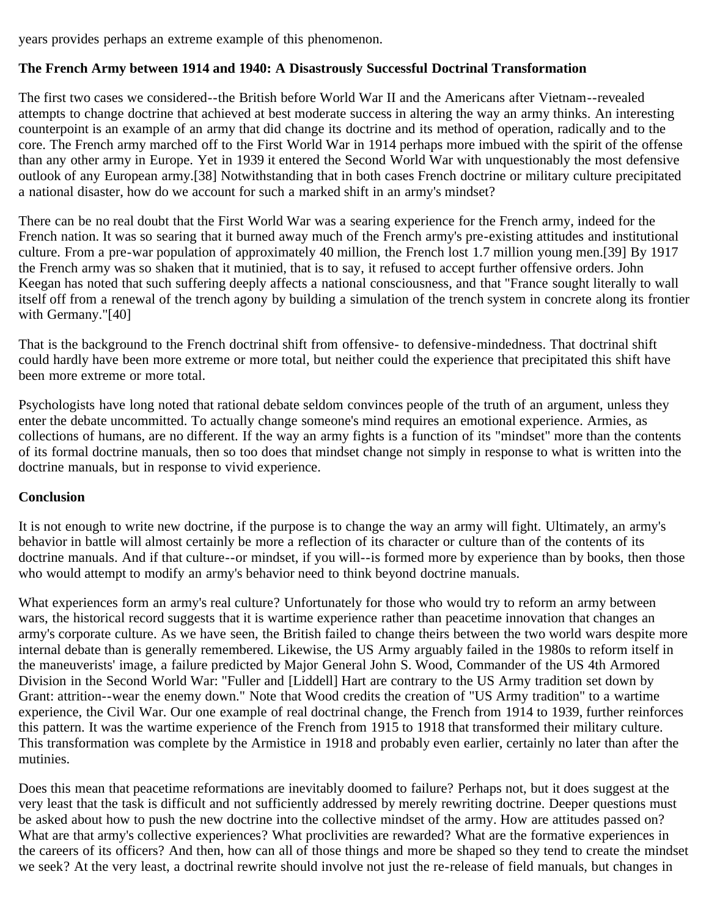years provides perhaps an extreme example of this phenomenon.

**The French Army between 1914 and 1940: A Disastrously Successful Doctrinal Transformation**

The first two cases we considered--the British before World War II and the Americans after Vietnam--revealed attempts to change doctrine that achieved at best moderate success in altering the way an army thinks. An interesting counterpoint is an example of an army that did change its doctrine and its method of operation, radically and to the core. The French army marched off to the First World War in 1914 perhaps more imbued with the spirit of the offense than any other army in Europe. Yet in 1939 it entered the Second World War with unquestionably the most defensive outlook of any European army.[38] Notwithstanding that in both cases French doctrine or military culture precipitated a national disaster, how do we account for such a marked shift in an army's mindset?

There can be no real doubt that the First World War was a searing experience for the French army, indeed for the French nation. It was so searing that it burned away much of the French army's pre-existing attitudes and institutional culture. From a pre-war population of approximately 40 million, the French lost 1.7 million young men.[39] By 1917 the French army was so shaken that it mutinied, that is to say, it refused to accept further offensive orders. John Keegan has noted that such suffering deeply affects a national consciousness, and that "France sought literally to wall itself off from a renewal of the trench agony by building a simulation of the trench system in concrete along its frontier with Germany."[40]

That is the background to the French doctrinal shift from offensive- to defensive-mindedness. That doctrinal shift could hardly have been more extreme or more total, but neither could the experience that precipitated this shift have been more extreme or more total.

Psychologists have long noted that rational debate seldom convinces people of the truth of an argument, unless they enter the debate uncommitted. To actually change someone's mind requires an emotional experience. Armies, as collections of humans, are no different. If the way an army fights is a function of its "mindset" more than the contents of its formal doctrine manuals, then so too does that mindset change not simply in response to what is written into the doctrine manuals, but in response to vivid experience.

**Conclusion**

It is not enough to write new doctrine, if the purpose is to change the way an army will fight. Ultimately, an army's behavior in battle will almost certainly be more a reflection of its character or culture than of the contents of its doctrine manuals. And if that culture--or mindset, if you will--is formed more by experience than by books, then those who would attempt to modify an army's behavior need to think beyond doctrine manuals.

What experiences form an army's real culture? Unfortunately for those who would try to reform an army between wars, the historical record suggests that it is wartime experience rather than peacetime innovation that changes an army's corporate culture. As we have seen, the British failed to change theirs between the two world wars despite more internal debate than is generally remembered. Likewise, the US Army arguably failed in the 1980s to reform itself in the maneuverists' image, a failure predicted by Major General John S. Wood, Commander of the US 4th Armored Division in the Second World War: "Fuller and [Liddell] Hart are contrary to the US Army tradition set down by Grant: attrition--wear the enemy down." Note that Wood credits the creation of "US Army tradition" to a wartime experience, the Civil War. Our one example of real doctrinal change, the French from 1914 to 1939, further reinforces this pattern. It was the wartime experience of the French from 1915 to 1918 that transformed their military culture. This transformation was complete by the Armistice in 1918 and probably even earlier, certainly no later than after the mutinies.

Does this mean that peacetime reformations are inevitably doomed to failure? Perhaps not, but it does suggest at the very least that the task is difficult and not sufficiently addressed by merely rewriting doctrine. Deeper questions must be asked about how to push the new doctrine into the collective mindset of the army. How are attitudes passed on? What are that army's collective experiences? What proclivities are rewarded? What are the formative experiences in the careers of its officers? And then, how can all of those things and more be shaped so they tend to create the mindset we seek? At the very least, a doctrinal rewrite should involve not just the re-release of field manuals, but changes in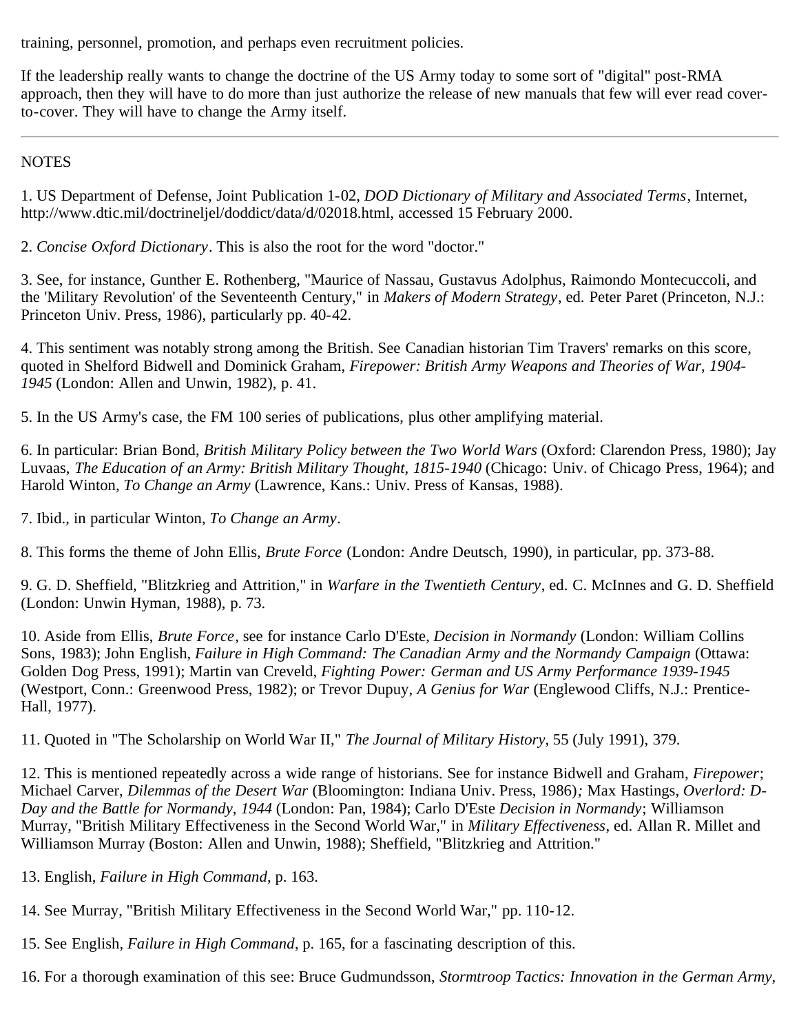training, personnel, promotion, and perhaps even recruitment policies.

If the leadership really wants to change the doctrine of the US Army today to some sort of "digital" post-RMA approach, then they will have to do more than just authorize the release of new manuals that few will ever read cover-to-cover. They will have to change the Army itself.

---

NOTES

1. US Department of Defense, Joint Publication 1-02, *DOD Dictionary of Military and Associated Terms*, Internet, http://www.dtic.mil/doctrineljel/doddict/data/d/02018.html, accessed 15 February 2000.

2. *Concise Oxford Dictionary*. This is also the root for the word "doctor."

3. See, for instance, Gunther E. Rothenberg, "Maurice of Nassau, Gustavus Adolphus, Raimondo Montecuccoli, and the 'Military Revolution' of the Seventeenth Century," in *Makers of Modern Strategy*, ed. Peter Paret (Princeton, N.J.: Princeton Univ. Press, 1986), particularly pp. 40-42.

4. This sentiment was notably strong among the British. See Canadian historian Tim Travers' remarks on this score, quoted in Shelford Bidwell and Dominick Graham, *Firepower: British Army Weapons and Theories of War, 1904-1945* (London: Allen and Unwin, 1982), p. 41.

5. In the US Army's case, the FM 100 series of publications, plus other amplifying material.

6. In particular: Brian Bond, *British Military Policy between the Two World Wars* (Oxford: Clarendon Press, 1980); Jay Luvaas, *The Education of an Army: British Military Thought, 1815-1940* (Chicago: Univ. of Chicago Press, 1964); and Harold Winton, *To Change an Army* (Lawrence, Kans.: Univ. Press of Kansas, 1988).

7. Ibid., in particular Winton, *To Change an Army*.

8. This forms the theme of John Ellis, *Brute Force* (London: Andre Deutsch, 1990), in particular, pp. 373-88.

9. G. D. Sheffield, "Blitzkrieg and Attrition," in *Warfare in the Twentieth Century*, ed. C. McInnes and G. D. Sheffield (London: Unwin Hyman, 1988), p. 73.

10. Aside from Ellis, *Brute Force*, see for instance Carlo D'Este, *Decision in Normandy* (London: William Collins Sons, 1983); John English, *Failure in High Command: The Canadian Army and the Normandy Campaign* (Ottawa: Golden Dog Press, 1991); Martin van Creveld, *Fighting Power: German and US Army Performance 1939-1945* (Westport, Conn.: Greenwood Press, 1982); or Trevor Dupuy, *A Genius for War* (Englewood Cliffs, N.J.: Prentice-Hall, 1977).

11. Quoted in "The Scholarship on World War II," *The Journal of Military History*, 55 (July 1991), 379.

12. This is mentioned repeatedly across a wide range of historians. See for instance Bidwell and Graham, *Firepower*; Michael Carver, *Dilemmas of the Desert War* (Bloomington: Indiana Univ. Press, 1986); Max Hastings, *Overlord: D-Day and the Battle for Normandy, 1944* (London: Pan, 1984); Carlo D'Este *Decision in Normandy*; Williamson Murray, "British Military Effectiveness in the Second World War," in *Military Effectiveness*, ed. Allan R. Millet and Williamson Murray (Boston: Allen and Unwin, 1988); Sheffield, "Blitzkrieg and Attrition."

13. English, *Failure in High Command*, p. 163.

14. See Murray, "British Military Effectiveness in the Second World War," pp. 110-12.

15. See English, *Failure in High Command*, p. 165, for a fascinating description of this.

16. For a thorough examination of this see: Bruce Gudmundsson, *Stormtroop Tactics: Innovation in the German Army,*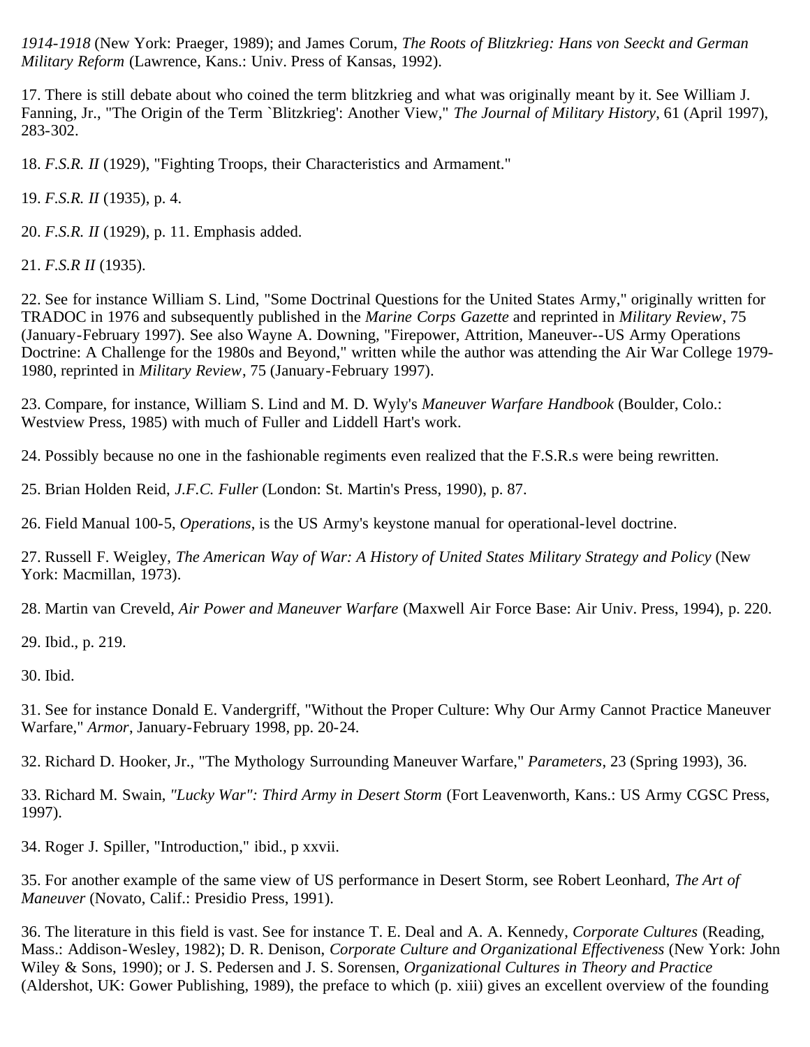*1914-1918* (New York: Praeger, 1989); and James Corum, *The Roots of Blitzkrieg: Hans von Seeckt and German Military Reform* (Lawrence, Kans.: Univ. Press of Kansas, 1992).

17. There is still debate about who coined the term blitzkrieg and what was originally meant by it. See William J. Fanning, Jr., "The Origin of the Term `Blitzkrieg': Another View," *The Journal of Military History*, 61 (April 1997), 283-302.

18. *F.S.R. II* (1929), "Fighting Troops, their Characteristics and Armament."

19. *F.S.R. II* (1935), p. 4.

20. *F.S.R. II* (1929), p. 11. Emphasis added.

21. *F.S.R II* (1935).

22. See for instance William S. Lind, "Some Doctrinal Questions for the United States Army," originally written for TRADOC in 1976 and subsequently published in the *Marine Corps Gazette* and reprinted in *Military Review*, 75 (January-February 1997). See also Wayne A. Downing, "Firepower, Attrition, Maneuver--US Army Operations Doctrine: A Challenge for the 1980s and Beyond," written while the author was attending the Air War College 1979-1980, reprinted in *Military Review*, 75 (January-February 1997).

23. Compare, for instance, William S. Lind and M. D. Wyly's *Maneuver Warfare Handbook* (Boulder, Colo.: Westview Press, 1985) with much of Fuller and Liddell Hart's work.

24. Possibly because no one in the fashionable regiments even realized that the F.S.R.s were being rewritten.

25. Brian Holden Reid, *J.F.C. Fuller* (London: St. Martin's Press, 1990), p. 87.

26. Field Manual 100-5, *Operations*, is the US Army's keystone manual for operational-level doctrine.

27. Russell F. Weigley, *The American Way of War: A History of United States Military Strategy and Policy* (New York: Macmillan, 1973).

28. Martin van Creveld, *Air Power and Maneuver Warfare* (Maxwell Air Force Base: Air Univ. Press, 1994), p. 220.

29. Ibid., p. 219.

30. Ibid.

31. See for instance Donald E. Vandergriff, "Without the Proper Culture: Why Our Army Cannot Practice Maneuver Warfare," *Armor*, January-February 1998, pp. 20-24.

32. Richard D. Hooker, Jr., "The Mythology Surrounding Maneuver Warfare," *Parameters*, 23 (Spring 1993), 36.

33. Richard M. Swain, *"Lucky War": Third Army in Desert Storm* (Fort Leavenworth, Kans.: US Army CGSC Press, 1997).

34. Roger J. Spiller, "Introduction," ibid., p xxvii.

35. For another example of the same view of US performance in Desert Storm, see Robert Leonhard, *The Art of Maneuver* (Novato, Calif.: Presidio Press, 1991).

36. The literature in this field is vast. See for instance T. E. Deal and A. A. Kennedy, *Corporate Cultures* (Reading, Mass.: Addison-Wesley, 1982); D. R. Denison, *Corporate Culture and Organizational Effectiveness* (New York: John Wiley & Sons, 1990); or J. S. Pedersen and J. S. Sorensen, *Organizational Cultures in Theory and Practice* (Aldershot, UK: Gower Publishing, 1989), the preface to which (p. xiii) gives an excellent overview of the founding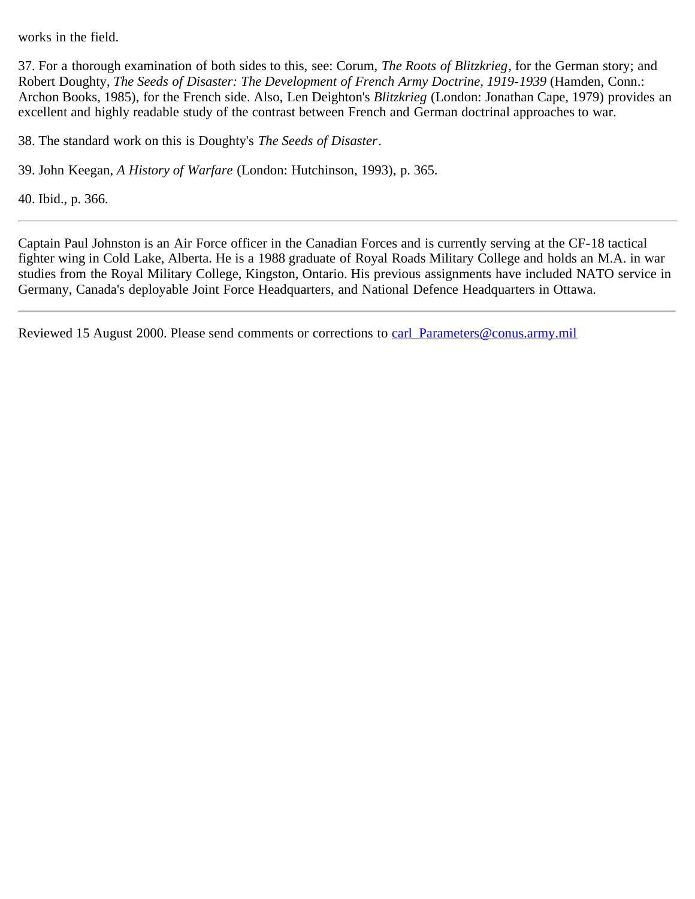works in the field.

37. For a thorough examination of both sides to this, see: Corum, *The Roots of Blitzkrieg*, for the German story; and Robert Doughty, *The Seeds of Disaster: The Development of French Army Doctrine, 1919-1939* (Hamden, Conn.: Archon Books, 1985), for the French side. Also, Len Deighton's *Blitzkrieg* (London: Jonathan Cape, 1979) provides an excellent and highly readable study of the contrast between French and German doctrinal approaches to war.

38. The standard work on this is Doughty's *The Seeds of Disaster*.

39. John Keegan, *A History of Warfare* (London: Hutchinson, 1993), p. 365.

40. Ibid., p. 366.

---

Captain Paul Johnston is an Air Force officer in the Canadian Forces and is currently serving at the CF-18 tactical fighter wing in Cold Lake, Alberta. He is a 1988 graduate of Royal Roads Military College and holds an M.A. in war studies from the Royal Military College, Kingston, Ontario. His previous assignments have included NATO service in Germany, Canada's deployable Joint Force Headquarters, and National Defence Headquarters in Ottawa.

---

Reviewed 15 August 2000. Please send comments or corrections to carl_Parameters@conus.army.mil